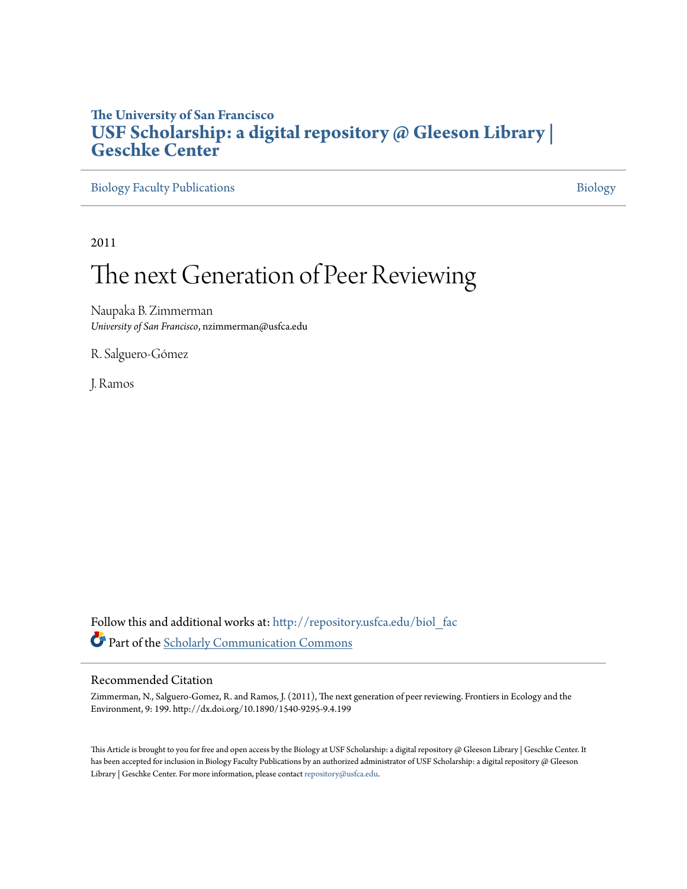**The University of San Francisco**

**USF Scholarship: a digital repository @ Gleeson Library | Geschke Center**

Biology Faculty Publications | Biology

2011

# The next Generation of Peer Reviewing

Naupaka B. Zimmerman
*University of San Francisco*, nzimmerman@usfca.edu

R. Salguero-Gómez

J. Ramos

Follow this and additional works at: http://repository.usfca.edu/biol_fac

Part of the Scholarly Communication Commons

## Recommended Citation

Zimmerman, N., Salguero-Gomez, R. and Ramos, J. (2011), The next generation of peer reviewing. Frontiers in Ecology and the Environment, 9: 199. http://dx.doi.org/10.1890/1540-9295-9.4.199

This Article is brought to you for free and open access by the Biology at USF Scholarship: a digital repository @ Gleeson Library | Geschke Center. It has been accepted for inclusion in Biology Faculty Publications by an authorized administrator of USF Scholarship: a digital repository @ Gleeson Library | Geschke Center. For more information, please contact repository@usfca.edu.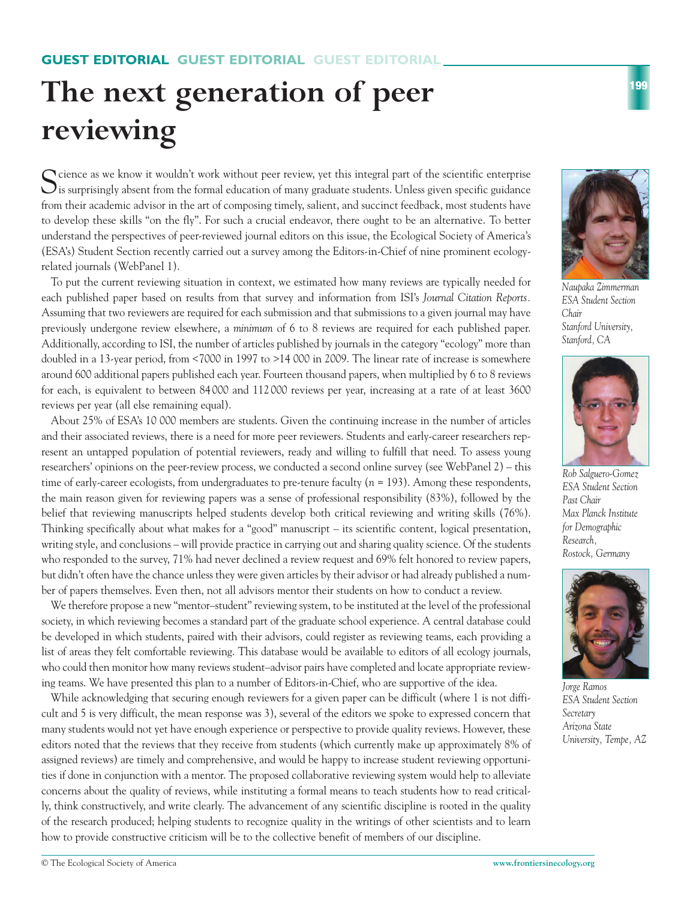GUEST EDITORIAL GUEST EDITORIAL GUEST EDITORIAL

# The next generation of peer reviewing

Science as we know it wouldn't work without peer review, yet this integral part of the scientific enterprise is surprisingly absent from the formal education of many graduate students. Unless given specific guidance from their academic advisor in the art of composing timely, salient, and succinct feedback, most students have to develop these skills "on the fly". For such a crucial endeavor, there ought to be an alternative. To better understand the perspectives of peer-reviewed journal editors on this issue, the Ecological Society of America's (ESA's) Student Section recently carried out a survey among the Editors-in-Chief of nine prominent ecology-related journals (WebPanel 1).

To put the current reviewing situation in context, we estimated how many reviews are typically needed for each published paper based on results from that survey and information from ISI's *Journal Citation Reports*. Assuming that two reviewers are required for each submission and that submissions to a given journal may have previously undergone review elsewhere, a *minimum* of 6 to 8 reviews are required for each published paper. Additionally, according to ISI, the number of articles published by journals in the category "ecology" more than doubled in a 13-year period, from <7000 in 1997 to >14 000 in 2009. The linear rate of increase is somewhere around 600 additional papers published each year. Fourteen thousand papers, when multiplied by 6 to 8 reviews for each, is equivalent to between 84 000 and 112 000 reviews per year, increasing at a rate of at least 3600 reviews per year (all else remaining equal).

About 25% of ESA's 10 000 members are students. Given the continuing increase in the number of articles and their associated reviews, there is a need for more peer reviewers. Students and early-career researchers represent an untapped population of potential reviewers, ready and willing to fulfill that need. To assess young researchers' opinions on the peer-review process, we conducted a second online survey (see WebPanel 2) – this time of early-career ecologists, from undergraduates to pre-tenure faculty ($n$ = 193). Among these respondents, the main reason given for reviewing papers was a sense of professional responsibility (83%), followed by the belief that reviewing manuscripts helped students develop both critical reviewing and writing skills (76%). Thinking specifically about what makes for a "good" manuscript – its scientific content, logical presentation, writing style, and conclusions – will provide practice in carrying out and sharing quality science. Of the students who responded to the survey, 71% had never declined a review request and 69% felt honored to review papers, but didn't often have the chance unless they were given articles by their advisor or had already published a number of papers themselves. Even then, not all advisors mentor their students on how to conduct a review.

We therefore propose a new "mentor–student" reviewing system, to be instituted at the level of the professional society, in which reviewing becomes a standard part of the graduate school experience. A central database could be developed in which students, paired with their advisors, could register as reviewing teams, each providing a list of areas they felt comfortable reviewing. This database would be available to editors of all ecology journals, who could then monitor how many reviews student–advisor pairs have completed and locate appropriate reviewing teams. We have presented this plan to a number of Editors-in-Chief, who are supportive of the idea.

While acknowledging that securing enough reviewers for a given paper can be difficult (where 1 is not difficult and 5 is very difficult, the mean response was 3), several of the editors we spoke to expressed concern that many students would not yet have enough experience or perspective to provide quality reviews. However, these editors noted that the reviews that they receive from students (which currently make up approximately 8% of assigned reviews) are timely and comprehensive, and would be happy to increase student reviewing opportunities if done in conjunction with a mentor. The proposed collaborative reviewing system would help to alleviate concerns about the quality of reviews, while instituting a formal means to teach students how to read critically, think constructively, and write clearly. The advancement of any scientific discipline is rooted in the quality of the research produced; helping students to recognize quality in the writings of other scientists and to learn how to provide constructive criticism will be to the collective benefit of members of our discipline.

*Naupaka Zimmerman*
*ESA Student Section Chair*
*Stanford University, Stanford, CA*

*Rob Salguero-Gomez*
*ESA Student Section Past Chair*
*Max Planck Institute for Demographic Research, Rostock, Germany*

*Jorge Ramos*
*ESA Student Section Secretary*
*Arizona State University, Tempe, AZ*